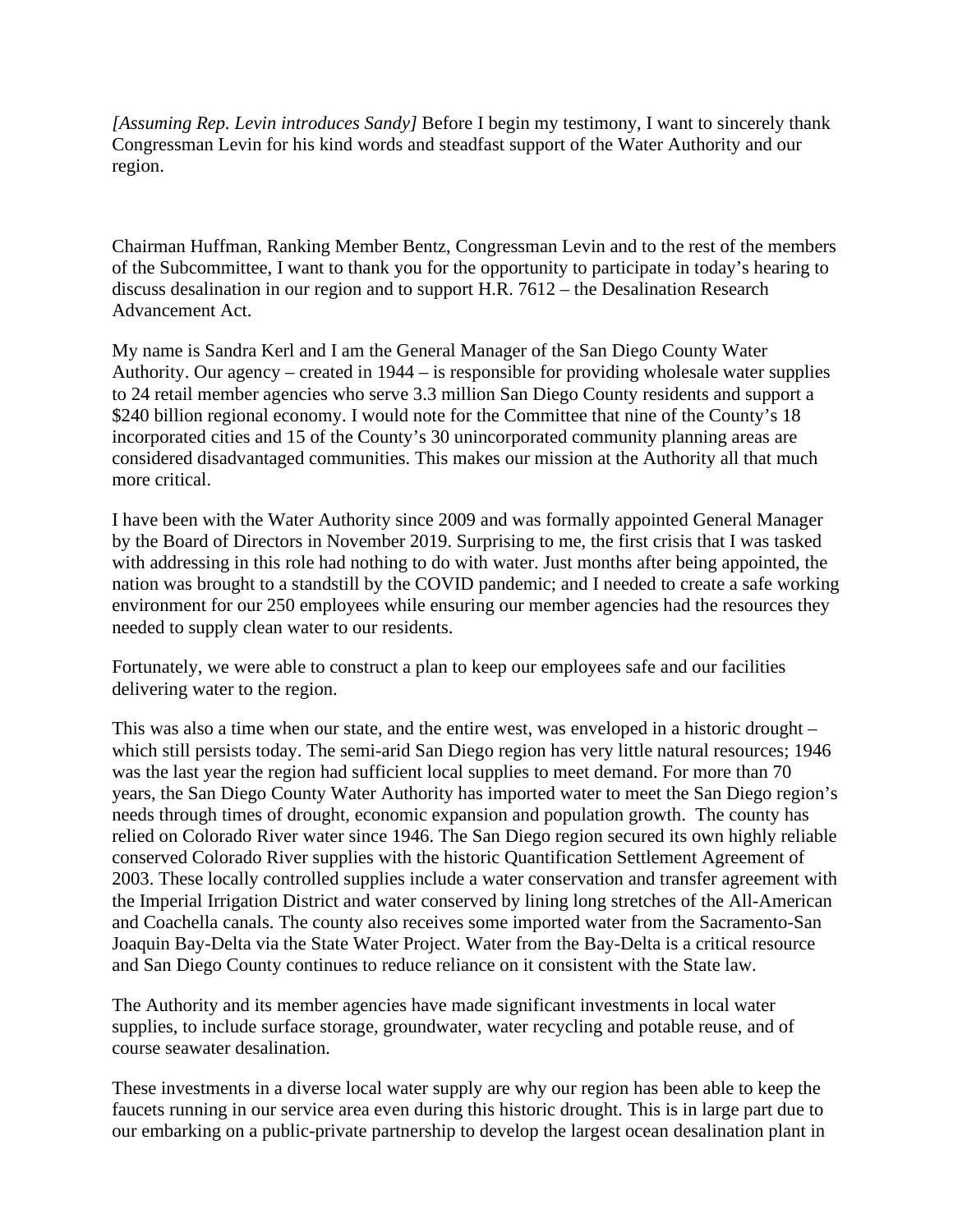*[Assuming Rep. Levin introduces Sandy]* Before I begin my testimony, I want to sincerely thank Congressman Levin for his kind words and steadfast support of the Water Authority and our region.

Chairman Huffman, Ranking Member Bentz, Congressman Levin and to the rest of the members of the Subcommittee, I want to thank you for the opportunity to participate in today's hearing to discuss desalination in our region and to support H.R. 7612 – the Desalination Research Advancement Act.

My name is Sandra Kerl and I am the General Manager of the San Diego County Water Authority. Our agency – created in 1944 – is responsible for providing wholesale water supplies to 24 retail member agencies who serve 3.3 million San Diego County residents and support a $240 billion regional economy. I would note for the Committee that nine of the County's 18 incorporated cities and 15 of the County's 30 unincorporated community planning areas are considered disadvantaged communities. This makes our mission at the Authority all that much more critical.

I have been with the Water Authority since 2009 and was formally appointed General Manager by the Board of Directors in November 2019. Surprising to me, the first crisis that I was tasked with addressing in this role had nothing to do with water. Just months after being appointed, the nation was brought to a standstill by the COVID pandemic; and I needed to create a safe working environment for our 250 employees while ensuring our member agencies had the resources they needed to supply clean water to our residents.

Fortunately, we were able to construct a plan to keep our employees safe and our facilities delivering water to the region.

This was also a time when our state, and the entire west, was enveloped in a historic drought – which still persists today. The semi-arid San Diego region has very little natural resources; 1946 was the last year the region had sufficient local supplies to meet demand. For more than 70 years, the San Diego County Water Authority has imported water to meet the San Diego region's needs through times of drought, economic expansion and population growth. The county has relied on Colorado River water since 1946. The San Diego region secured its own highly reliable conserved Colorado River supplies with the historic Quantification Settlement Agreement of 2003. These locally controlled supplies include a water conservation and transfer agreement with the Imperial Irrigation District and water conserved by lining long stretches of the All-American and Coachella canals. The county also receives some imported water from the Sacramento-San Joaquin Bay-Delta via the State Water Project. Water from the Bay-Delta is a critical resource and San Diego County continues to reduce reliance on it consistent with the State law.

The Authority and its member agencies have made significant investments in local water supplies, to include surface storage, groundwater, water recycling and potable reuse, and of course seawater desalination.

These investments in a diverse local water supply are why our region has been able to keep the faucets running in our service area even during this historic drought. This is in large part due to our embarking on a public-private partnership to develop the largest ocean desalination plant in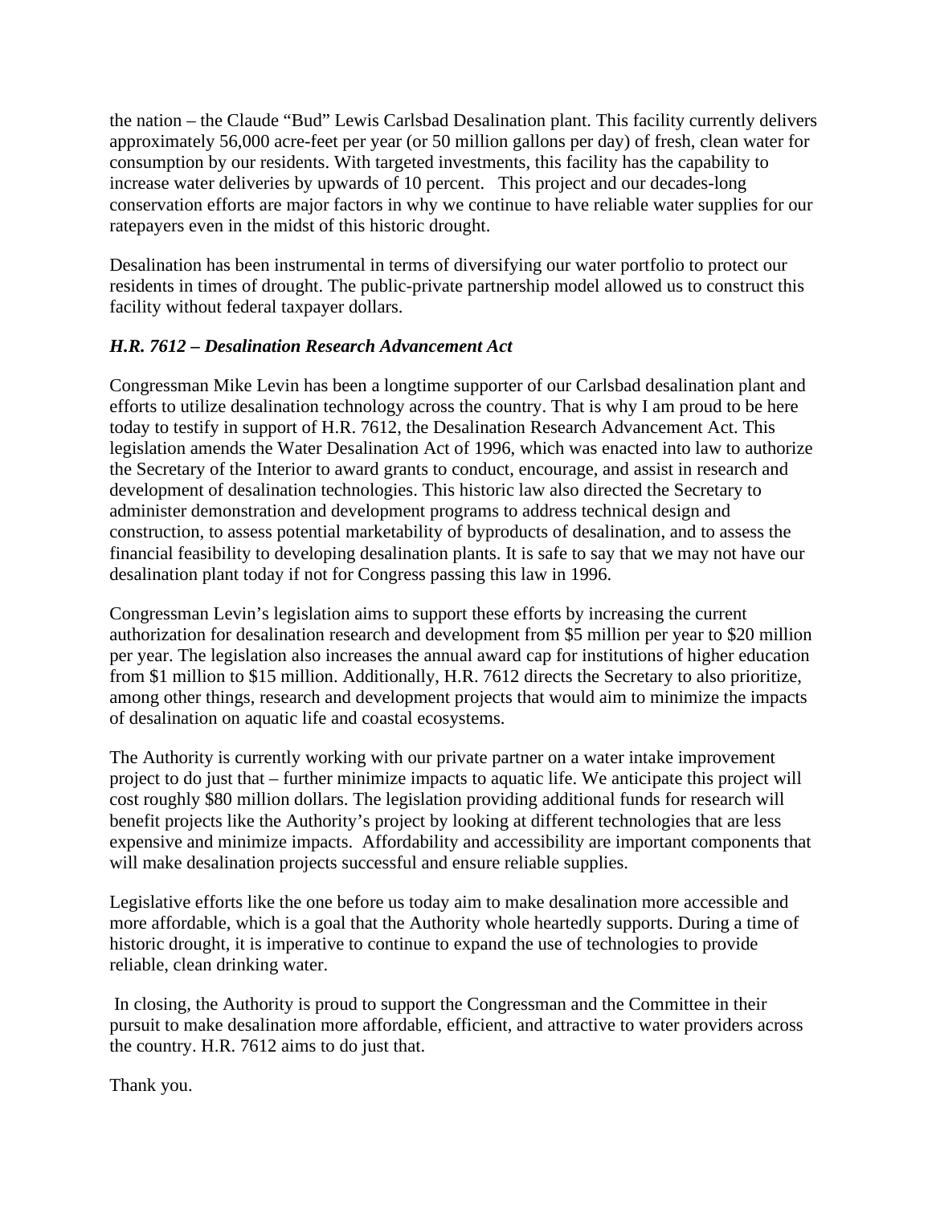the nation – the Claude "Bud" Lewis Carlsbad Desalination plant. This facility currently delivers approximately 56,000 acre-feet per year (or 50 million gallons per day) of fresh, clean water for consumption by our residents. With targeted investments, this facility has the capability to increase water deliveries by upwards of 10 percent. This project and our decades-long conservation efforts are major factors in why we continue to have reliable water supplies for our ratepayers even in the midst of this historic drought.

Desalination has been instrumental in terms of diversifying our water portfolio to protect our residents in times of drought. The public-private partnership model allowed us to construct this facility without federal taxpayer dollars.

***H.R. 7612 – Desalination Research Advancement Act***

Congressman Mike Levin has been a longtime supporter of our Carlsbad desalination plant and efforts to utilize desalination technology across the country. That is why I am proud to be here today to testify in support of H.R. 7612, the Desalination Research Advancement Act. This legislation amends the Water Desalination Act of 1996, which was enacted into law to authorize the Secretary of the Interior to award grants to conduct, encourage, and assist in research and development of desalination technologies. This historic law also directed the Secretary to administer demonstration and development programs to address technical design and construction, to assess potential marketability of byproducts of desalination, and to assess the financial feasibility to developing desalination plants. It is safe to say that we may not have our desalination plant today if not for Congress passing this law in 1996.

Congressman Levin's legislation aims to support these efforts by increasing the current authorization for desalination research and development from $5 million per year to $20 million per year. The legislation also increases the annual award cap for institutions of higher education from $1 million to $15 million. Additionally, H.R. 7612 directs the Secretary to also prioritize, among other things, research and development projects that would aim to minimize the impacts of desalination on aquatic life and coastal ecosystems.

The Authority is currently working with our private partner on a water intake improvement project to do just that – further minimize impacts to aquatic life. We anticipate this project will cost roughly $80 million dollars. The legislation providing additional funds for research will benefit projects like the Authority's project by looking at different technologies that are less expensive and minimize impacts. Affordability and accessibility are important components that will make desalination projects successful and ensure reliable supplies.

Legislative efforts like the one before us today aim to make desalination more accessible and more affordable, which is a goal that the Authority whole heartedly supports. During a time of historic drought, it is imperative to continue to expand the use of technologies to provide reliable, clean drinking water.

In closing, the Authority is proud to support the Congressman and the Committee in their pursuit to make desalination more affordable, efficient, and attractive to water providers across the country. H.R. 7612 aims to do just that.

Thank you.